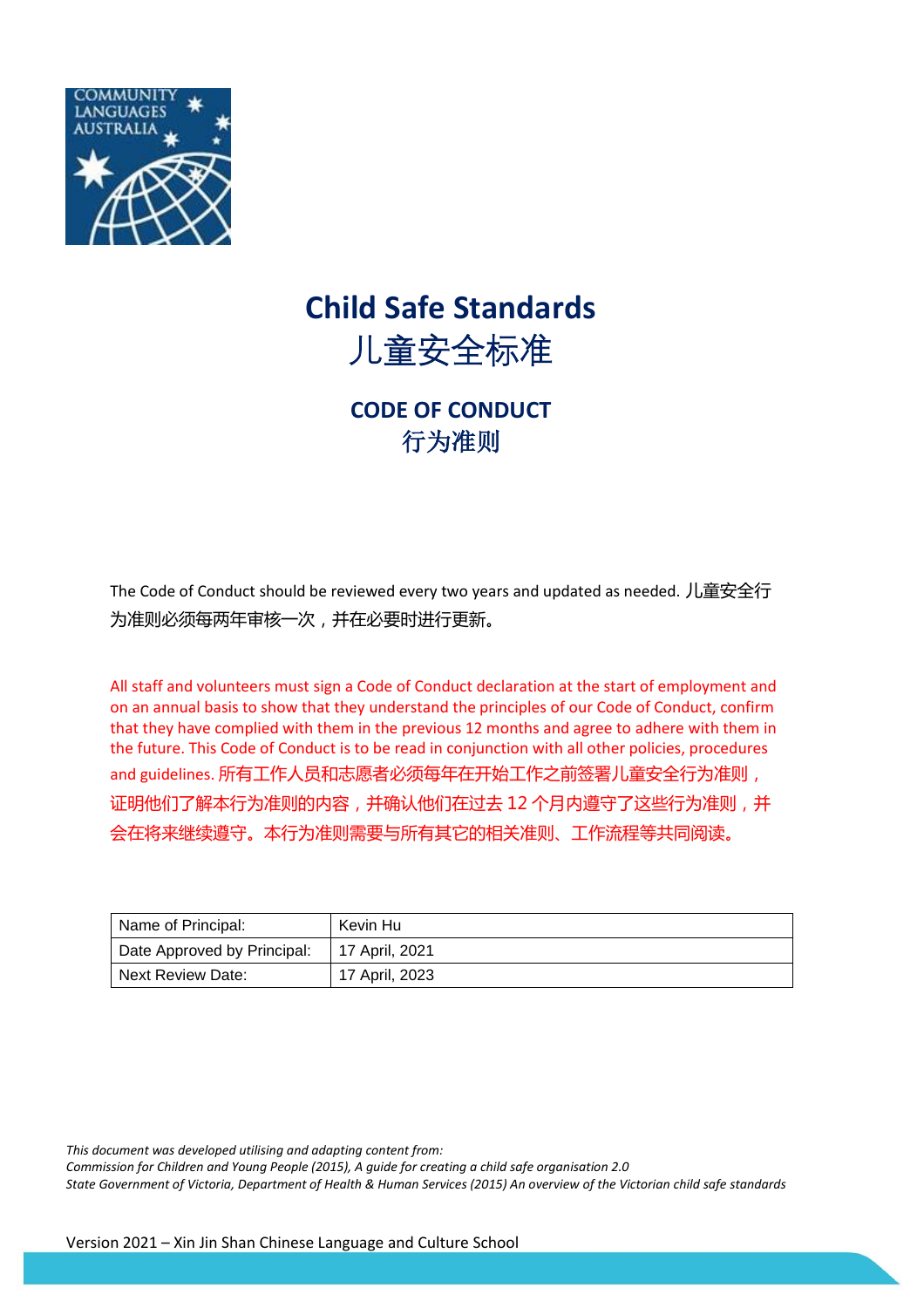# Child Safe Standards
# 儿童安全标准

## CODE OF CONDUCT
## 行为准则

The Code of Conduct should be reviewed every two years and updated as needed. 儿童安全行为准则必须每两年审核一次，并在必要时进行更新。

All staff and volunteers must sign a Code of Conduct declaration at the start of employment and on an annual basis to show that they understand the principles of our Code of Conduct, confirm that they have complied with them in the previous 12 months and agree to adhere with them in the future. This Code of Conduct is to be read in conjunction with all other policies, procedures and guidelines. 所有工作人员和志愿者必须每年在开始工作之前签署儿童安全行为准则，证明他们了解本行为准则的内容，并确认他们在过去 12 个月内遵守了这些行为准则，并会在将来继续遵守。本行为准则需要与所有其它的相关准则、工作流程等共同阅读。

| | |
|---|---|
| Name of Principal: | Kevin Hu |
| Date Approved by Principal: | 17 April, 2021 |
| Next Review Date: | 17 April, 2023 |

*This document was developed utilising and adapting content from:*
*Commission for Children and Young People (2015), A guide for creating a child safe organisation 2.0*
*State Government of Victoria, Department of Health & Human Services (2015) An overview of the Victorian child safe standards*

Version 2021 – Xin Jin Shan Chinese Language and Culture School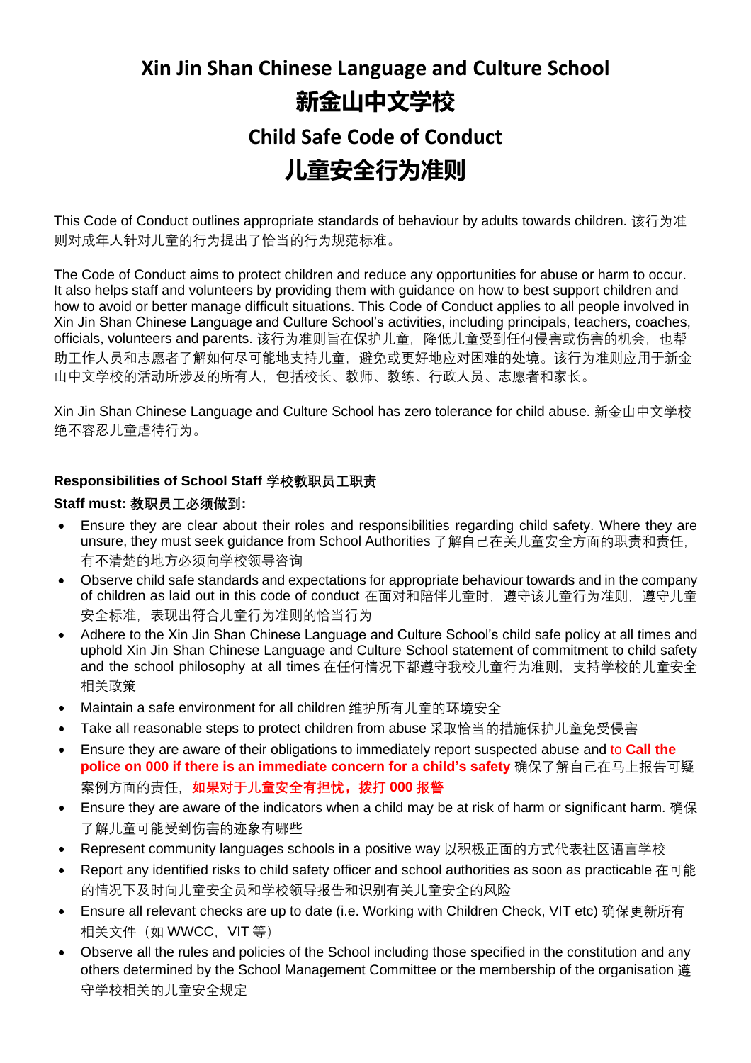# Xin Jin Shan Chinese Language and Culture School

# 新金山中文学校

## Child Safe Code of Conduct

## 儿童安全行为准则

This Code of Conduct outlines appropriate standards of behaviour by adults towards children. 该行为准则对成年人针对儿童的行为提出了恰当的行为规范标准。

The Code of Conduct aims to protect children and reduce any opportunities for abuse or harm to occur. It also helps staff and volunteers by providing them with guidance on how to best support children and how to avoid or better manage difficult situations. This Code of Conduct applies to all people involved in Xin Jin Shan Chinese Language and Culture School's activities, including principals, teachers, coaches, officials, volunteers and parents. 该行为准则旨在保护儿童，降低儿童受到任何侵害或伤害的机会，也帮助工作人员和志愿者了解如何尽可能地支持儿童，避免或更好地应对困难的处境。该行为准则应用于新金山中文学校的活动所涉及的所有人，包括校长、教师、教练、行政人员、志愿者和家长。

Xin Jin Shan Chinese Language and Culture School has zero tolerance for child abuse. 新金山中文学校绝不容忍儿童虐待行为。

**Responsibilities of School Staff 学校教职员工职责**

**Staff must: 教职员工必须做到:**

- Ensure they are clear about their roles and responsibilities regarding child safety. Where they are unsure, they must seek guidance from School Authorities 了解自己在关儿童安全方面的职责和责任，有不清楚的地方必须向学校领导咨询
- Observe child safe standards and expectations for appropriate behaviour towards and in the company of children as laid out in this code of conduct 在面对和陪伴儿童时，遵守该儿童行为准则，遵守儿童安全标准，表现出符合儿童行为准则的恰当行为
- Adhere to the Xin Jin Shan Chinese Language and Culture School's child safe policy at all times and uphold Xin Jin Shan Chinese Language and Culture School statement of commitment to child safety and the school philosophy at all times 在任何情况下都遵守我校儿童行为准则，支持学校的儿童安全相关政策
- Maintain a safe environment for all children 维护所有儿童的环境安全
- Take all reasonable steps to protect children from abuse 采取恰当的措施保护儿童免受侵害
- Ensure they are aware of their obligations to immediately report suspected abuse and **to Call the police on 000 if there is an immediate concern for a child's safety** 确保了解自己在马上报告可疑案例方面的责任，**如果对于儿童安全有担忧，拨打 000 报警**
- Ensure they are aware of the indicators when a child may be at risk of harm or significant harm. 确保了解儿童可能受到伤害的迹象有哪些
- Represent community languages schools in a positive way 以积极正面的方式代表社区语言学校
- Report any identified risks to child safety officer and school authorities as soon as practicable 在可能的情况下及时向儿童安全员和学校领导报告和识别有关儿童安全的风险
- Ensure all relevant checks are up to date (i.e. Working with Children Check, VIT etc) 确保更新所有相关文件（如 WWCC，VIT 等）
- Observe all the rules and policies of the School including those specified in the constitution and any others determined by the School Management Committee or the membership of the organisation 遵守学校相关的儿童安全规定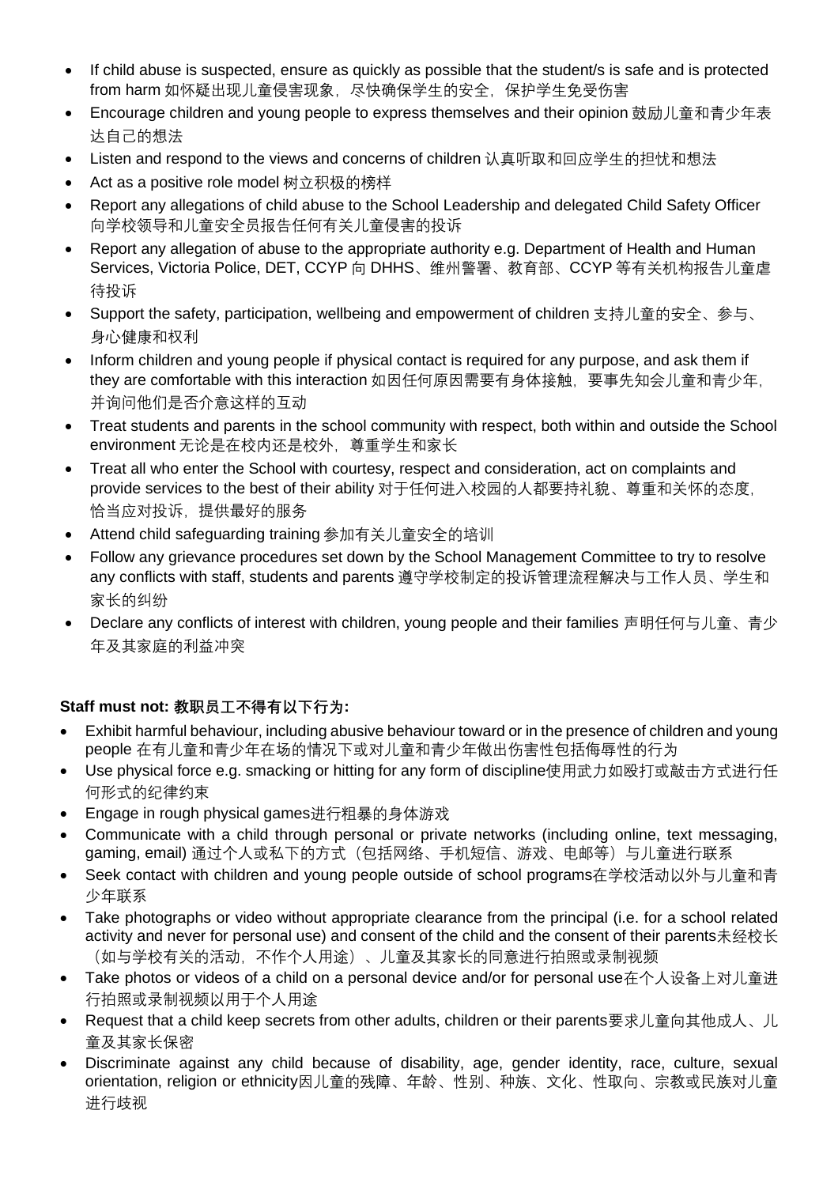- If child abuse is suspected, ensure as quickly as possible that the student/s is safe and is protected from harm 如怀疑出现儿童侵害现象，尽快确保学生的安全，保护学生免受伤害
- Encourage children and young people to express themselves and their opinion 鼓励儿童和青少年表达自己的想法
- Listen and respond to the views and concerns of children 认真听取和回应学生的担忧和想法
- Act as a positive role model 树立积极的榜样
- Report any allegations of child abuse to the School Leadership and delegated Child Safety Officer 向学校领导和儿童安全员报告任何有关儿童侵害的投诉
- Report any allegation of abuse to the appropriate authority e.g. Department of Health and Human Services, Victoria Police, DET, CCYP 向 DHHS、维州警署、教育部、CCYP 等有关机构报告儿童虐待投诉
- Support the safety, participation, wellbeing and empowerment of children 支持儿童的安全、参与、身心健康和权利
- Inform children and young people if physical contact is required for any purpose, and ask them if they are comfortable with this interaction 如因任何原因需要有身体接触，要事先知会儿童和青少年，并询问他们是否介意这样的互动
- Treat students and parents in the school community with respect, both within and outside the School environment 无论是在校内还是校外，尊重学生和家长
- Treat all who enter the School with courtesy, respect and consideration, act on complaints and provide services to the best of their ability 对于任何进入校园的人都要持礼貌、尊重和关怀的态度，恰当应对投诉，提供最好的服务
- Attend child safeguarding training 参加有关儿童安全的培训
- Follow any grievance procedures set down by the School Management Committee to try to resolve any conflicts with staff, students and parents 遵守学校制定的投诉管理流程解决与工作人员、学生和家长的纠纷
- Declare any conflicts of interest with children, young people and their families 声明任何与儿童、青少年及其家庭的利益冲突

**Staff must not: 教职员工不得有以下行为:**

- Exhibit harmful behaviour, including abusive behaviour toward or in the presence of children and young people 在有儿童和青少年在场的情况下或对儿童和青少年做出伤害性包括侮辱性的行为
- Use physical force e.g. smacking or hitting for any form of discipline使用武力如殴打或敲击方式进行任何形式的纪律约束
- Engage in rough physical games进行粗暴的身体游戏
- Communicate with a child through personal or private networks (including online, text messaging, gaming, email) 通过个人或私下的方式（包括网络、手机短信、游戏、电邮等）与儿童进行联系
- Seek contact with children and young people outside of school programs在学校活动以外与儿童和青少年联系
- Take photographs or video without appropriate clearance from the principal (i.e. for a school related activity and never for personal use) and consent of the child and the consent of their parents未经校长（如与学校有关的活动，不作个人用途）、儿童及其家长的同意进行拍照或录制视频
- Take photos or videos of a child on a personal device and/or for personal use在个人设备上对儿童进行拍照或录制视频以用于个人用途
- Request that a child keep secrets from other adults, children or their parents要求儿童向其他成人、儿童及其家长保密
- Discriminate against any child because of disability, age, gender identity, race, culture, sexual orientation, religion or ethnicity因儿童的残障、年龄、性别、种族、文化、性取向、宗教或民族对儿童进行歧视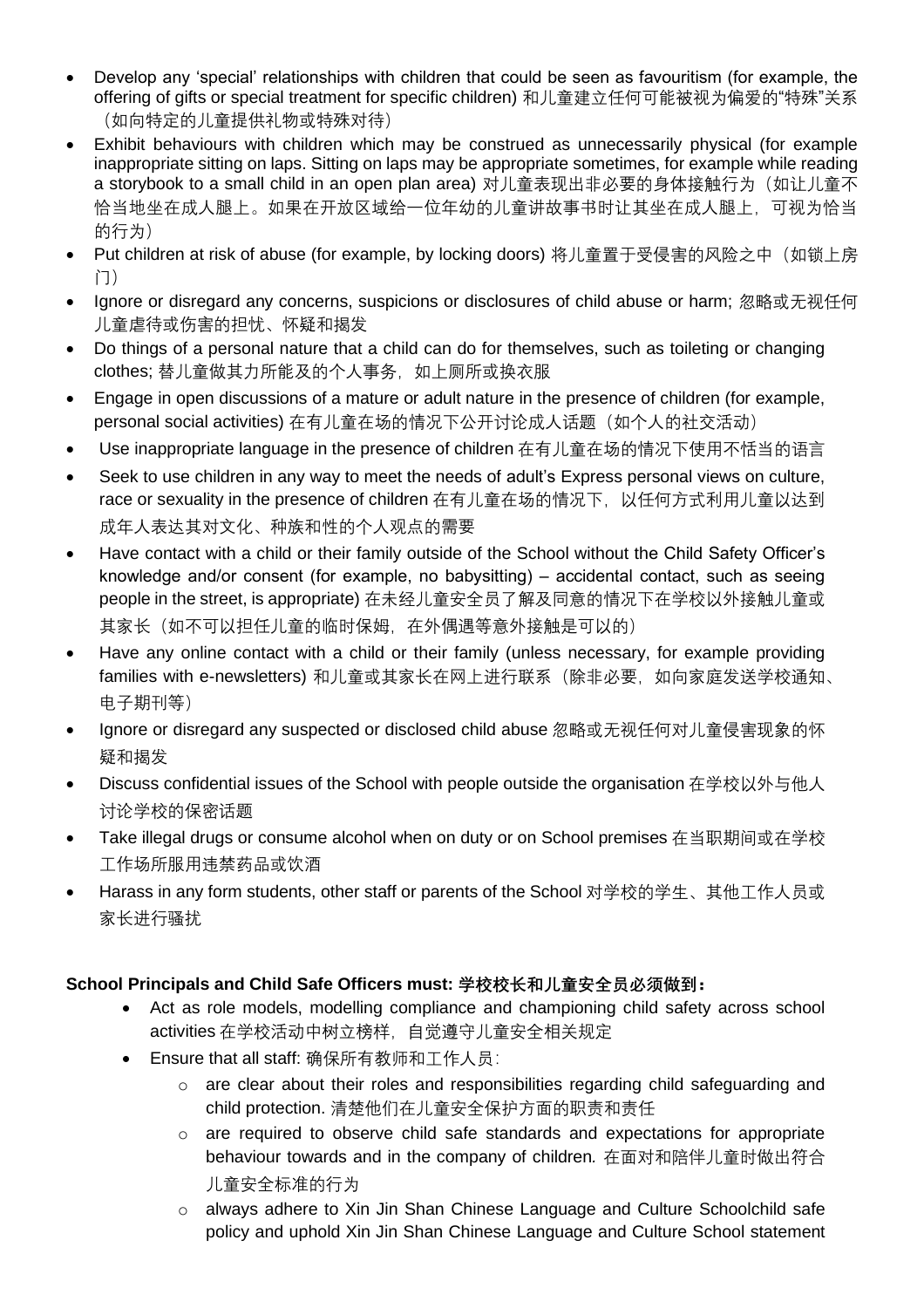- Develop any 'special' relationships with children that could be seen as favouritism (for example, the offering of gifts or special treatment for specific children) 和儿童建立任何可能被视为偏爱的"特殊"关系（如向特定的儿童提供礼物或特殊对待）
- Exhibit behaviours with children which may be construed as unnecessarily physical (for example inappropriate sitting on laps. Sitting on laps may be appropriate sometimes, for example while reading a storybook to a small child in an open plan area) 对儿童表现出非必要的身体接触行为（如让儿童不恰当地坐在成人腿上。如果在开放区域给一位年幼的儿童讲故事书时让其坐在成人腿上，可视为恰当的行为）
- Put children at risk of abuse (for example, by locking doors) 将儿童置于受侵害的风险之中（如锁上房门）
- Ignore or disregard any concerns, suspicions or disclosures of child abuse or harm; 忽略或无视任何儿童虐待或伤害的担忧、怀疑和揭发
- Do things of a personal nature that a child can do for themselves, such as toileting or changing clothes; 替儿童做其力所能及的个人事务，如上厕所或换衣服
- Engage in open discussions of a mature or adult nature in the presence of children (for example, personal social activities) 在有儿童在场的情况下公开讨论成人话题（如个人的社交活动）
- Use inappropriate language in the presence of children 在有儿童在场的情况下使用不恬当的语言
- Seek to use children in any way to meet the needs of adult's Express personal views on culture, race or sexuality in the presence of children 在有儿童在场的情况下，以任何方式利用儿童以达到成年人表达其对文化、种族和性的个人观点的需要
- Have contact with a child or their family outside of the School without the Child Safety Officer's knowledge and/or consent (for example, no babysitting) – accidental contact, such as seeing people in the street, is appropriate) 在未经儿童安全员了解及同意的情况下在学校以外接触儿童或其家长（如不可以担任儿童的临时保姆，在外偶遇等意外接触是可以的）
- Have any online contact with a child or their family (unless necessary, for example providing families with e-newsletters) 和儿童或其家长在网上进行联系（除非必要，如向家庭发送学校通知、电子期刊等）
- Ignore or disregard any suspected or disclosed child abuse 忽略或无视任何对儿童侵害现象的怀疑和揭发
- Discuss confidential issues of the School with people outside the organisation 在学校以外与他人讨论学校的保密话题
- Take illegal drugs or consume alcohol when on duty or on School premises 在当职期间或在学校工作场所服用违禁药品或饮酒
- Harass in any form students, other staff or parents of the School 对学校的学生、其他工作人员或家长进行骚扰

**School Principals and Child Safe Officers must: 学校校长和儿童安全员必须做到：**

- Act as role models, modelling compliance and championing child safety across school activities 在学校活动中树立榜样，自觉遵守儿童安全相关规定
- Ensure that all staff: 确保所有教师和工作人员：
  - are clear about their roles and responsibilities regarding child safeguarding and child protection. 清楚他们在儿童安全保护方面的职责和责任
  - are required to observe child safe standards and expectations for appropriate behaviour towards and in the company of children. 在面对和陪伴儿童时做出符合儿童安全标准的行为
  - always adhere to Xin Jin Shan Chinese Language and Culture Schoolchild safe policy and uphold Xin Jin Shan Chinese Language and Culture School statement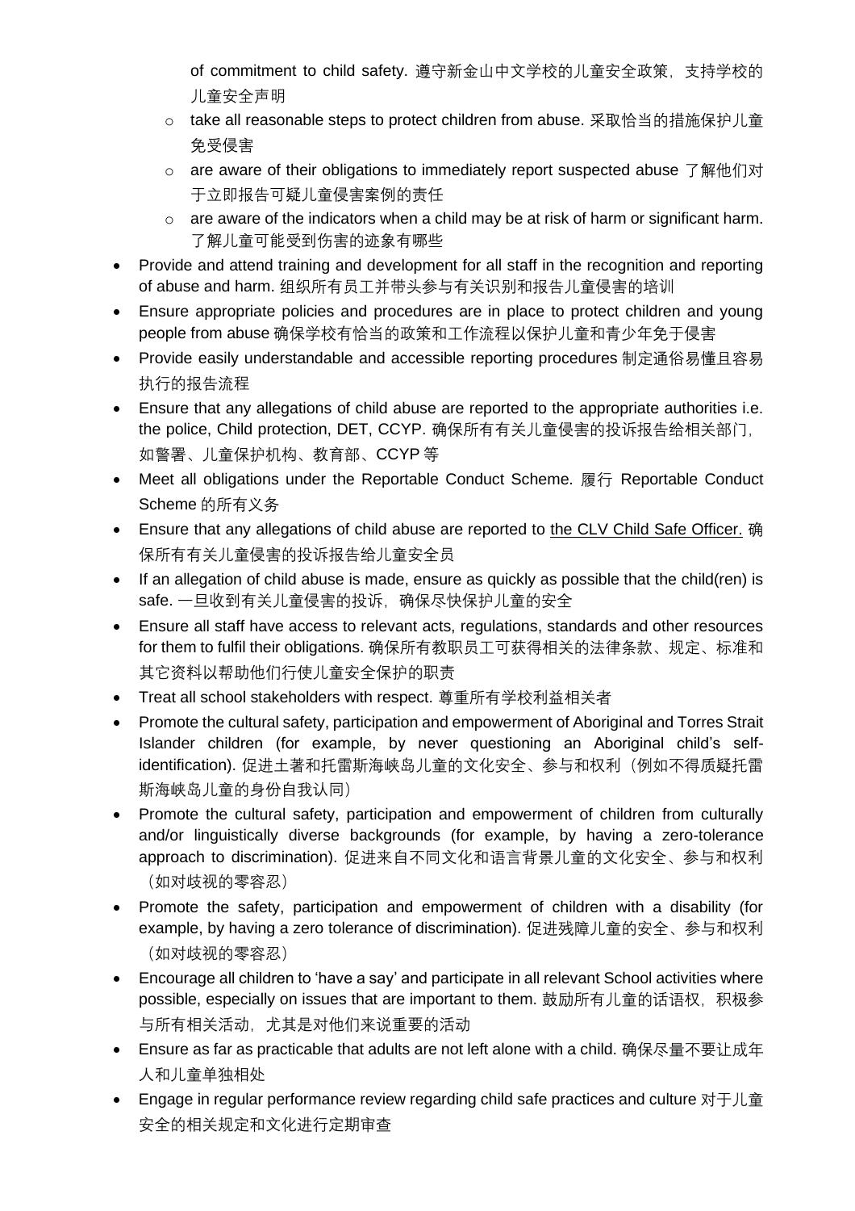of commitment to child safety. 遵守新金山中文学校的儿童安全政策，支持学校的儿童安全声明
    - take all reasonable steps to protect children from abuse. 采取恰当的措施保护儿童免受侵害
    - are aware of their obligations to immediately report suspected abuse 了解他们对于立即报告可疑儿童侵害案例的责任
    - are aware of the indicators when a child may be at risk of harm or significant harm. 了解儿童可能受到伤害的迹象有哪些
- Provide and attend training and development for all staff in the recognition and reporting of abuse and harm. 组织所有员工并带头参与有关识别和报告儿童侵害的培训
- Ensure appropriate policies and procedures are in place to protect children and young people from abuse 确保学校有恰当的政策和工作流程以保护儿童和青少年免于侵害
- Provide easily understandable and accessible reporting procedures 制定通俗易懂且容易执行的报告流程
- Ensure that any allegations of child abuse are reported to the appropriate authorities i.e. the police, Child protection, DET, CCYP. 确保所有有关儿童侵害的投诉报告给相关部门，如警署、儿童保护机构、教育部、CCYP 等
- Meet all obligations under the Reportable Conduct Scheme. 履行 Reportable Conduct Scheme 的所有义务
- Ensure that any allegations of child abuse are reported to the CLV Child Safe Officer. 确保所有有关儿童侵害的投诉报告给儿童安全员
- If an allegation of child abuse is made, ensure as quickly as possible that the child(ren) is safe. 一旦收到有关儿童侵害的投诉，确保尽快保护儿童的安全
- Ensure all staff have access to relevant acts, regulations, standards and other resources for them to fulfil their obligations. 确保所有教职员工可获得相关的法律条款、规定、标准和其它资料以帮助他们行使儿童安全保护的职责
- Treat all school stakeholders with respect. 尊重所有学校利益相关者
- Promote the cultural safety, participation and empowerment of Aboriginal and Torres Strait Islander children (for example, by never questioning an Aboriginal child's self-identification). 促进土著和托雷斯海峡岛儿童的文化安全、参与和权利（例如不得质疑托雷斯海峡岛儿童的身份自我认同）
- Promote the cultural safety, participation and empowerment of children from culturally and/or linguistically diverse backgrounds (for example, by having a zero-tolerance approach to discrimination). 促进来自不同文化和语言背景儿童的文化安全、参与和权利（如对歧视的零容忍）
- Promote the safety, participation and empowerment of children with a disability (for example, by having a zero tolerance of discrimination). 促进残障儿童的安全、参与和权利（如对歧视的零容忍）
- Encourage all children to 'have a say' and participate in all relevant School activities where possible, especially on issues that are important to them. 鼓励所有儿童的话语权，积极参与所有相关活动，尤其是对他们来说重要的活动
- Ensure as far as practicable that adults are not left alone with a child. 确保尽量不要让成年人和儿童单独相处
- Engage in regular performance review regarding child safe practices and culture 对于儿童安全的相关规定和文化进行定期审查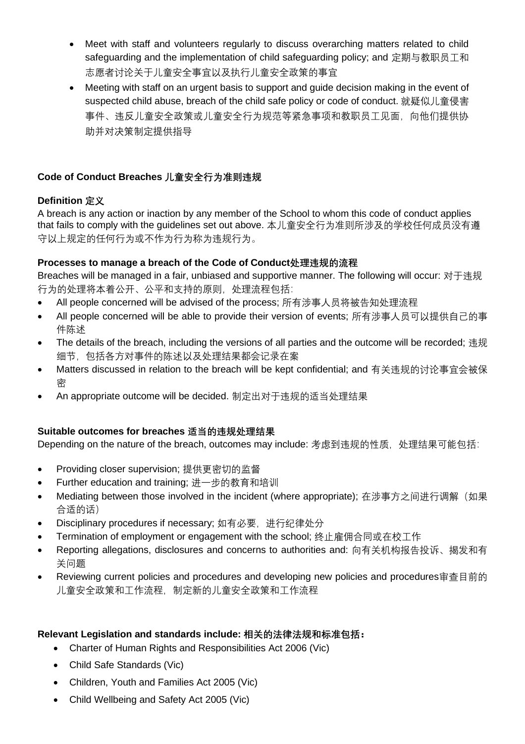- Meet with staff and volunteers regularly to discuss overarching matters related to child safeguarding and the implementation of child safeguarding policy; and 定期与教职员工和志愿者讨论关于儿童安全事宜以及执行儿童安全政策的事宜
- Meeting with staff on an urgent basis to support and guide decision making in the event of suspected child abuse, breach of the child safe policy or code of conduct. 就疑似儿童侵害事件、违反儿童安全政策或儿童安全行为规范等紧急事项和教职员工见面，向他们提供协助并对决策制定提供指导

**Code of Conduct Breaches 儿童安全行为准则违规**

**Definition 定义**

A breach is any action or inaction by any member of the School to whom this code of conduct applies that fails to comply with the guidelines set out above. 本儿童安全行为准则所涉及的学校任何成员没有遵守以上规定的任何行为或不作为行为称为违规行为。

**Processes to manage a breach of the Code of Conduct处理违规的流程**

Breaches will be managed in a fair, unbiased and supportive manner. The following will occur: 对于违规行为的处理将本着公开、公平和支持的原则，处理流程包括:

- All people concerned will be advised of the process; 所有涉事人员将被告知处理流程
- All people concerned will be able to provide their version of events; 所有涉事人员可以提供自己的事件陈述
- The details of the breach, including the versions of all parties and the outcome will be recorded; 违规细节，包括各方对事件的陈述以及处理结果都会记录在案
- Matters discussed in relation to the breach will be kept confidential; and 有关违规的讨论事宜会被保密
- An appropriate outcome will be decided. 制定出对于违规的适当处理结果

**Suitable outcomes for breaches 适当的违规处理结果**

Depending on the nature of the breach, outcomes may include: 考虑到违规的性质，处理结果可能包括:

- Providing closer supervision; 提供更密切的监督
- Further education and training; 进一步的教育和培训
- Mediating between those involved in the incident (where appropriate); 在涉事方之间进行调解（如果合适的话）
- Disciplinary procedures if necessary; 如有必要，进行纪律处分
- Termination of employment or engagement with the school; 终止雇佣合同或在校工作
- Reporting allegations, disclosures and concerns to authorities and: 向有关机构报告投诉、揭发和有关问题
- Reviewing current policies and procedures and developing new policies and procedures审查目前的儿童安全政策和工作流程，制定新的儿童安全政策和工作流程

**Relevant Legislation and standards include: 相关的法律法规和标准包括：**

- Charter of Human Rights and Responsibilities Act 2006 (Vic)
- Child Safe Standards (Vic)
- Children, Youth and Families Act 2005 (Vic)
- Child Wellbeing and Safety Act 2005 (Vic)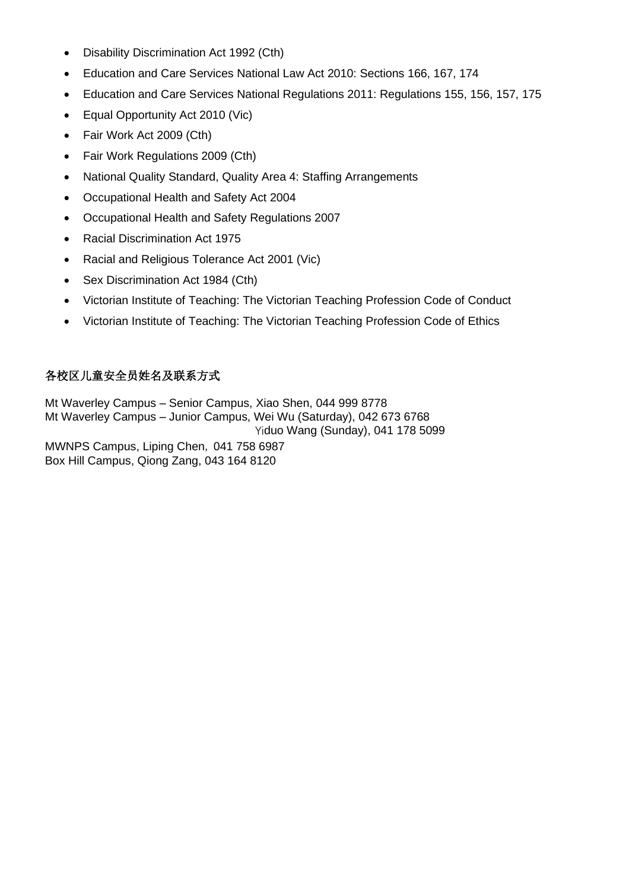- Disability Discrimination Act 1992 (Cth)
- Education and Care Services National Law Act 2010: Sections 166, 167, 174
- Education and Care Services National Regulations 2011: Regulations 155, 156, 157, 175
- Equal Opportunity Act 2010 (Vic)
- Fair Work Act 2009 (Cth)
- Fair Work Regulations 2009 (Cth)
- National Quality Standard, Quality Area 4: Staffing Arrangements
- Occupational Health and Safety Act 2004
- Occupational Health and Safety Regulations 2007
- Racial Discrimination Act 1975
- Racial and Religious Tolerance Act 2001 (Vic)
- Sex Discrimination Act 1984 (Cth)
- Victorian Institute of Teaching: The Victorian Teaching Profession Code of Conduct
- Victorian Institute of Teaching: The Victorian Teaching Profession Code of Ethics

### 各校区儿童安全员姓名及联系方式

Mt Waverley Campus – Senior Campus, Xiao Shen, 044 999 8778
Mt Waverley Campus – Junior Campus, Wei Wu (Saturday), 042 673 6768
Yiduo Wang (Sunday), 041 178 5099
MWNPS Campus, Liping Chen, 041 758 6987
Box Hill Campus, Qiong Zang, 043 164 8120